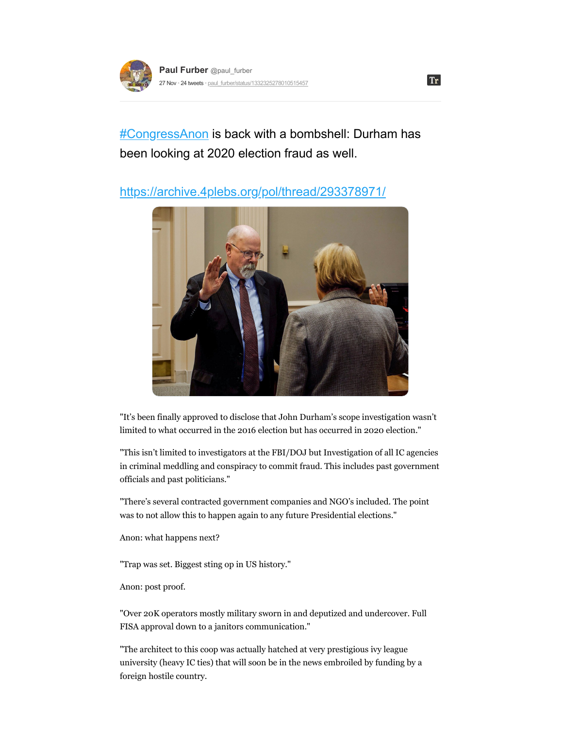**Paul Furber** @paul_furber

27 Nov • 24 tweets • paul_furber/status/1332325278010515457

#CongressAnon is back with a bombshell: Durham has been looking at 2020 election fraud as well.

https://archive.4plebs.org/pol/thread/293378971/

"It's been finally approved to disclose that John Durham's scope investigation wasn't limited to what occurred in the 2016 election but has occurred in 2020 election."

"This isn't limited to investigators at the FBI/DOJ but Investigation of all IC agencies in criminal meddling and conspiracy to commit fraud. This includes past government officials and past politicians."

"There's several contracted government companies and NGO's included. The point was to not allow this to happen again to any future Presidential elections."

Anon: what happens next?

"Trap was set. Biggest sting op in US history."

Anon: post proof.

"Over 20K operators mostly military sworn in and deputized and undercover. Full FISA approval down to a janitors communication."

"The architect to this coop was actually hatched at very prestigious ivy league university (heavy IC ties) that will soon be in the news embroiled by funding by a foreign hostile country.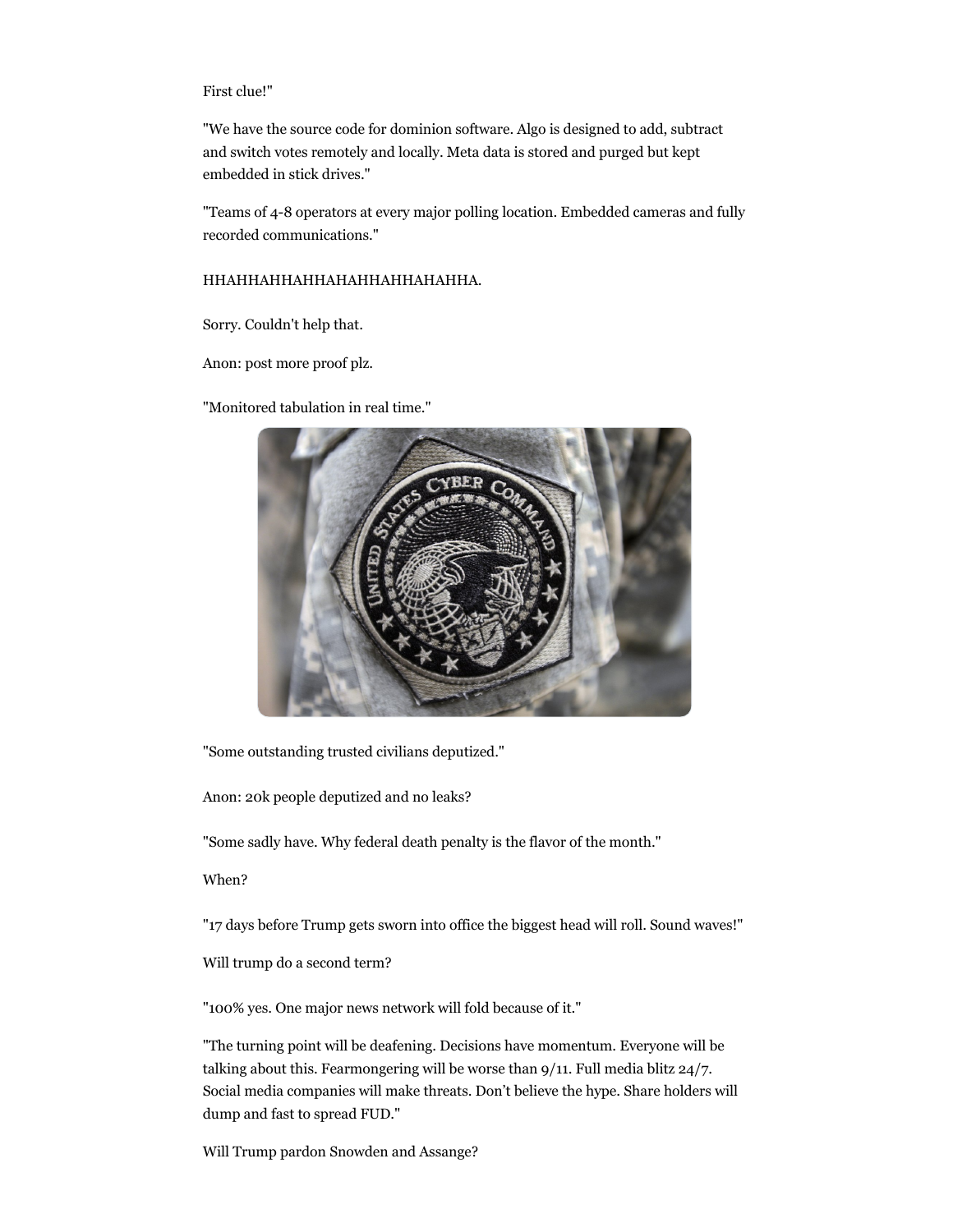First clue!"

"We have the source code for dominion software. Algo is designed to add, subtract and switch votes remotely and locally. Meta data is stored and purged but kept embedded in stick drives."

"Teams of 4-8 operators at every major polling location. Embedded cameras and fully recorded communications."

HHAHHAHHAHHAHAHHAHHAHAHHA.

Sorry. Couldn't help that.

Anon: post more proof plz.

"Monitored tabulation in real time."

"Some outstanding trusted civilians deputized."

Anon: 20k people deputized and no leaks?

"Some sadly have. Why federal death penalty is the flavor of the month."

When?

"17 days before Trump gets sworn into office the biggest head will roll. Sound waves!"

Will trump do a second term?

"100% yes. One major news network will fold because of it."

"The turning point will be deafening. Decisions have momentum. Everyone will be talking about this. Fearmongering will be worse than 9/11. Full media blitz 24/7. Social media companies will make threats. Don't believe the hype. Share holders will dump and fast to spread FUD."

Will Trump pardon Snowden and Assange?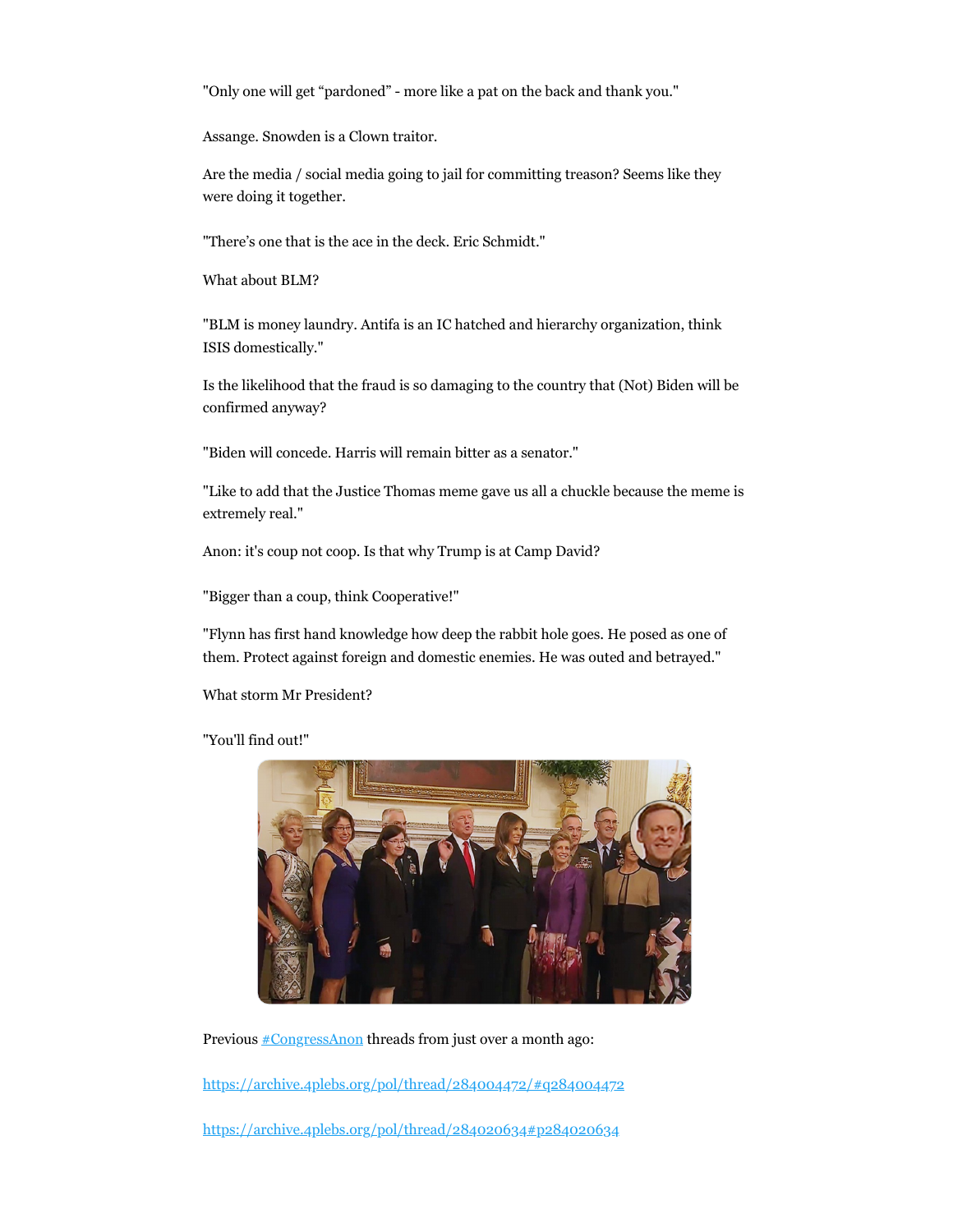"Only one will get “pardoned” - more like a pat on the back and thank you."

Assange. Snowden is a Clown traitor.

Are the media / social media going to jail for committing treason? Seems like they were doing it together.

"There’s one that is the ace in the deck. Eric Schmidt."

What about BLM?

"BLM is money laundry. Antifa is an IC hatched and hierarchy organization, think ISIS domestically."

Is the likelihood that the fraud is so damaging to the country that (Not) Biden will be confirmed anyway?

"Biden will concede. Harris will remain bitter as a senator."

"Like to add that the Justice Thomas meme gave us all a chuckle because the meme is extremely real."

Anon: it's coup not coop. Is that why Trump is at Camp David?

"Bigger than a coup, think Cooperative!"

"Flynn has first hand knowledge how deep the rabbit hole goes. He posed as one of them. Protect against foreign and domestic enemies. He was outed and betrayed."

What storm Mr President?

"You'll find out!"

Previous [#CongressAnon](#) threads from just over a month ago:

[https://archive.4plebs.org/pol/thread/284004472/#q284004472](https://archive.4plebs.org/pol/thread/284004472/#q284004472)

[https://archive.4plebs.org/pol/thread/284020634#p284020634](https://archive.4plebs.org/pol/thread/284020634#p284020634)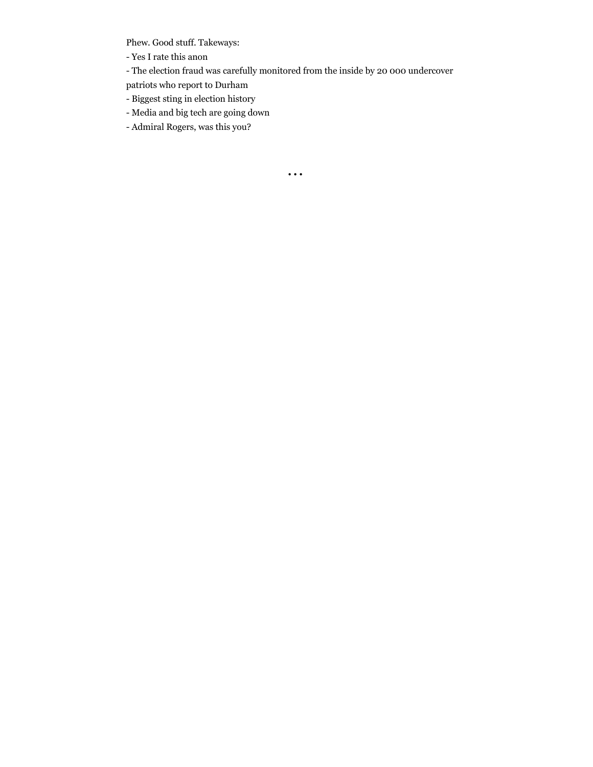Phew. Good stuff. Takeways:

- Yes I rate this anon
- The election fraud was carefully monitored from the inside by 20 000 undercover patriots who report to Durham
- Biggest sting in election history
- Media and big tech are going down
- Admiral Rogers, was this you?

• • •